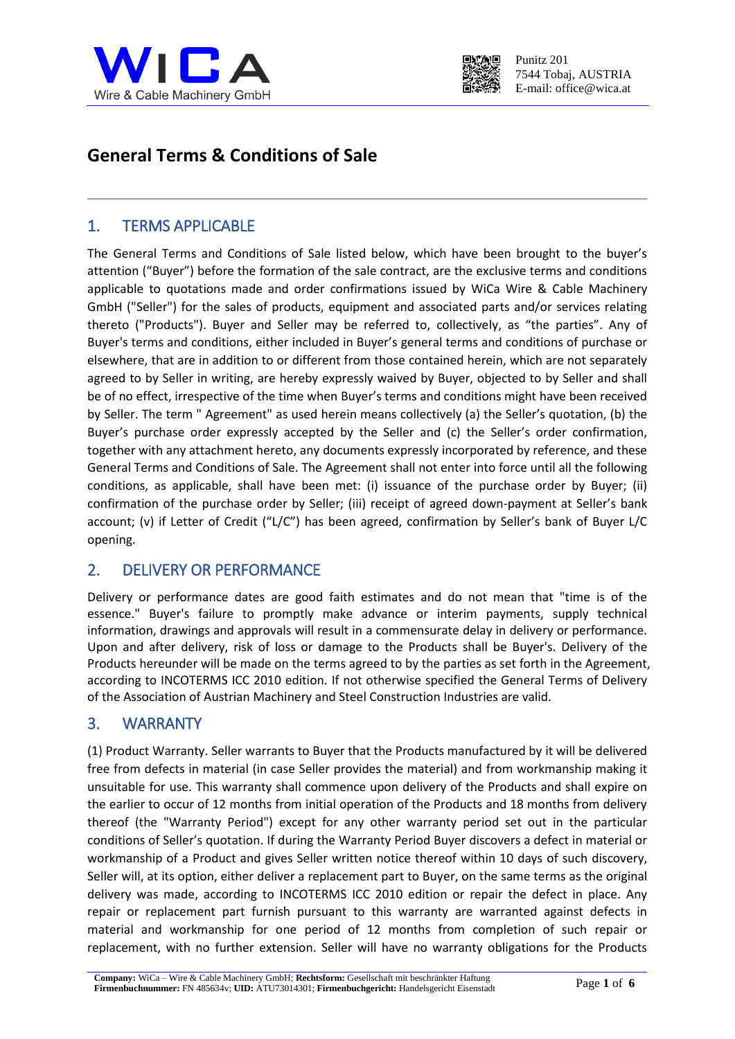# General Terms & Conditions of Sale

## 1. TERMS APPLICABLE

The General Terms and Conditions of Sale listed below, which have been brought to the buyer's attention ("Buyer") before the formation of the sale contract, are the exclusive terms and conditions applicable to quotations made and order confirmations issued by WiCa Wire & Cable Machinery GmbH ("Seller") for the sales of products, equipment and associated parts and/or services relating thereto ("Products"). Buyer and Seller may be referred to, collectively, as "the parties". Any of Buyer's terms and conditions, either included in Buyer's general terms and conditions of purchase or elsewhere, that are in addition to or different from those contained herein, which are not separately agreed to by Seller in writing, are hereby expressly waived by Buyer, objected to by Seller and shall be of no effect, irrespective of the time when Buyer's terms and conditions might have been received by Seller. The term " Agreement" as used herein means collectively (a) the Seller's quotation, (b) the Buyer's purchase order expressly accepted by the Seller and (c) the Seller's order confirmation, together with any attachment hereto, any documents expressly incorporated by reference, and these General Terms and Conditions of Sale. The Agreement shall not enter into force until all the following conditions, as applicable, shall have been met: (i) issuance of the purchase order by Buyer; (ii) confirmation of the purchase order by Seller; (iii) receipt of agreed down-payment at Seller's bank account; (v) if Letter of Credit ("L/C") has been agreed, confirmation by Seller's bank of Buyer L/C opening.

## 2. DELIVERY OR PERFORMANCE

Delivery or performance dates are good faith estimates and do not mean that "time is of the essence." Buyer's failure to promptly make advance or interim payments, supply technical information, drawings and approvals will result in a commensurate delay in delivery or performance. Upon and after delivery, risk of loss or damage to the Products shall be Buyer's. Delivery of the Products hereunder will be made on the terms agreed to by the parties as set forth in the Agreement, according to INCOTERMS ICC 2010 edition. If not otherwise specified the General Terms of Delivery of the Association of Austrian Machinery and Steel Construction Industries are valid.

## 3. WARRANTY

(1) Product Warranty. Seller warrants to Buyer that the Products manufactured by it will be delivered free from defects in material (in case Seller provides the material) and from workmanship making it unsuitable for use. This warranty shall commence upon delivery of the Products and shall expire on the earlier to occur of 12 months from initial operation of the Products and 18 months from delivery thereof (the "Warranty Period") except for any other warranty period set out in the particular conditions of Seller's quotation. If during the Warranty Period Buyer discovers a defect in material or workmanship of a Product and gives Seller written notice thereof within 10 days of such discovery, Seller will, at its option, either deliver a replacement part to Buyer, on the same terms as the original delivery was made, according to INCOTERMS ICC 2010 edition or repair the defect in place. Any repair or replacement part furnish pursuant to this warranty are warranted against defects in material and workmanship for one period of 12 months from completion of such repair or replacement, with no further extension. Seller will have no warranty obligations for the Products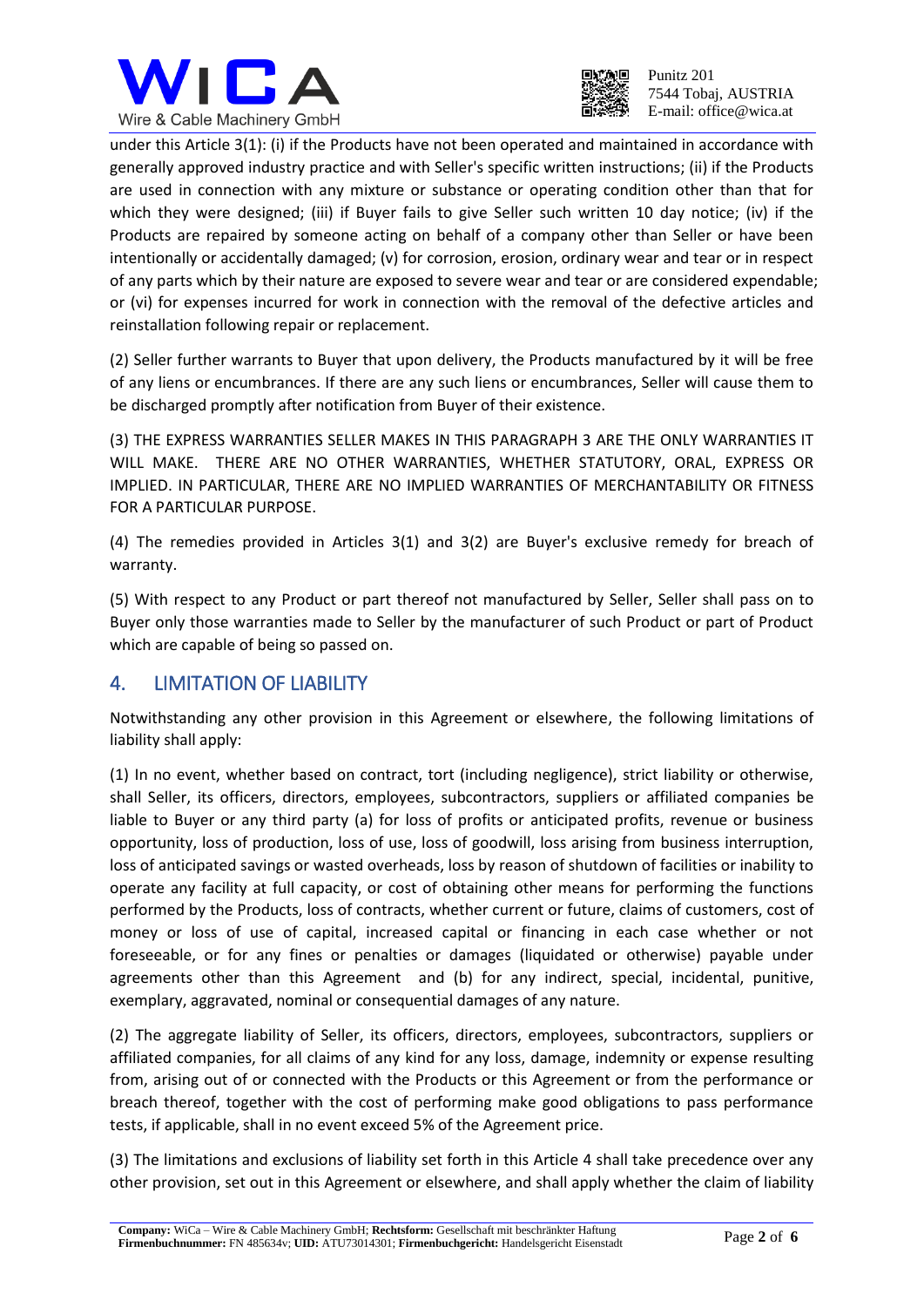under this Article 3(1): (i) if the Products have not been operated and maintained in accordance with generally approved industry practice and with Seller's specific written instructions; (ii) if the Products are used in connection with any mixture or substance or operating condition other than that for which they were designed; (iii) if Buyer fails to give Seller such written 10 day notice; (iv) if the Products are repaired by someone acting on behalf of a company other than Seller or have been intentionally or accidentally damaged; (v) for corrosion, erosion, ordinary wear and tear or in respect of any parts which by their nature are exposed to severe wear and tear or are considered expendable; or (vi) for expenses incurred for work in connection with the removal of the defective articles and reinstallation following repair or replacement.

(2) Seller further warrants to Buyer that upon delivery, the Products manufactured by it will be free of any liens or encumbrances. If there are any such liens or encumbrances, Seller will cause them to be discharged promptly after notification from Buyer of their existence.

(3) THE EXPRESS WARRANTIES SELLER MAKES IN THIS PARAGRAPH 3 ARE THE ONLY WARRANTIES IT WILL MAKE. THERE ARE NO OTHER WARRANTIES, WHETHER STATUTORY, ORAL, EXPRESS OR IMPLIED. IN PARTICULAR, THERE ARE NO IMPLIED WARRANTIES OF MERCHANTABILITY OR FITNESS FOR A PARTICULAR PURPOSE.

(4) The remedies provided in Articles 3(1) and 3(2) are Buyer's exclusive remedy for breach of warranty.

(5) With respect to any Product or part thereof not manufactured by Seller, Seller shall pass on to Buyer only those warranties made to Seller by the manufacturer of such Product or part of Product which are capable of being so passed on.

## 4. LIMITATION OF LIABILITY

Notwithstanding any other provision in this Agreement or elsewhere, the following limitations of liability shall apply:

(1) In no event, whether based on contract, tort (including negligence), strict liability or otherwise, shall Seller, its officers, directors, employees, subcontractors, suppliers or affiliated companies be liable to Buyer or any third party (a) for loss of profits or anticipated profits, revenue or business opportunity, loss of production, loss of use, loss of goodwill, loss arising from business interruption, loss of anticipated savings or wasted overheads, loss by reason of shutdown of facilities or inability to operate any facility at full capacity, or cost of obtaining other means for performing the functions performed by the Products, loss of contracts, whether current or future, claims of customers, cost of money or loss of use of capital, increased capital or financing in each case whether or not foreseeable, or for any fines or penalties or damages (liquidated or otherwise) payable under agreements other than this Agreement and (b) for any indirect, special, incidental, punitive, exemplary, aggravated, nominal or consequential damages of any nature.

(2) The aggregate liability of Seller, its officers, directors, employees, subcontractors, suppliers or affiliated companies, for all claims of any kind for any loss, damage, indemnity or expense resulting from, arising out of or connected with the Products or this Agreement or from the performance or breach thereof, together with the cost of performing make good obligations to pass performance tests, if applicable, shall in no event exceed 5% of the Agreement price.

(3) The limitations and exclusions of liability set forth in this Article 4 shall take precedence over any other provision, set out in this Agreement or elsewhere, and shall apply whether the claim of liability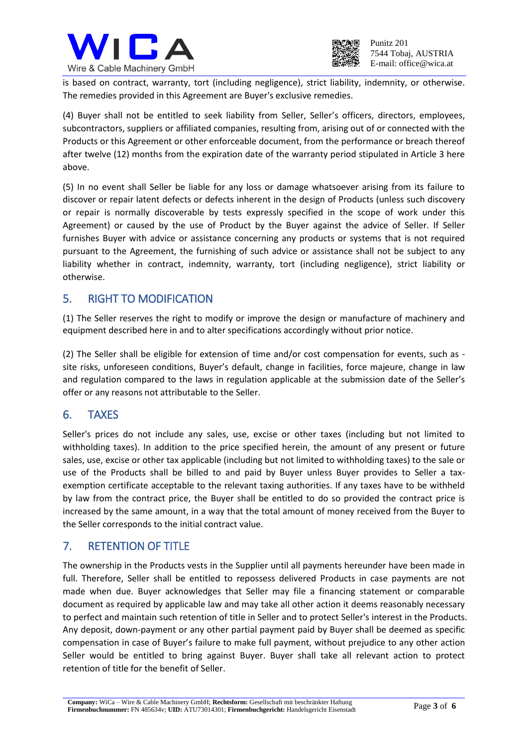is based on contract, warranty, tort (including negligence), strict liability, indemnity, or otherwise. The remedies provided in this Agreement are Buyer's exclusive remedies.

(4) Buyer shall not be entitled to seek liability from Seller, Seller's officers, directors, employees, subcontractors, suppliers or affiliated companies, resulting from, arising out of or connected with the Products or this Agreement or other enforceable document, from the performance or breach thereof after twelve (12) months from the expiration date of the warranty period stipulated in Article 3 here above.

(5) In no event shall Seller be liable for any loss or damage whatsoever arising from its failure to discover or repair latent defects or defects inherent in the design of Products (unless such discovery or repair is normally discoverable by tests expressly specified in the scope of work under this Agreement) or caused by the use of Product by the Buyer against the advice of Seller. If Seller furnishes Buyer with advice or assistance concerning any products or systems that is not required pursuant to the Agreement, the furnishing of such advice or assistance shall not be subject to any liability whether in contract, indemnity, warranty, tort (including negligence), strict liability or otherwise.

## 5. RIGHT TO MODIFICATION

(1) The Seller reserves the right to modify or improve the design or manufacture of machinery and equipment described here in and to alter specifications accordingly without prior notice.

(2) The Seller shall be eligible for extension of time and/or cost compensation for events, such as - site risks, unforeseen conditions, Buyer's default, change in facilities, force majeure, change in law and regulation compared to the laws in regulation applicable at the submission date of the Seller's offer or any reasons not attributable to the Seller.

## 6. TAXES

Seller's prices do not include any sales, use, excise or other taxes (including but not limited to withholding taxes). In addition to the price specified herein, the amount of any present or future sales, use, excise or other tax applicable (including but not limited to withholding taxes) to the sale or use of the Products shall be billed to and paid by Buyer unless Buyer provides to Seller a tax-exemption certificate acceptable to the relevant taxing authorities. If any taxes have to be withheld by law from the contract price, the Buyer shall be entitled to do so provided the contract price is increased by the same amount, in a way that the total amount of money received from the Buyer to the Seller corresponds to the initial contract value.

## 7. RETENTION OF TITLE

The ownership in the Products vests in the Supplier until all payments hereunder have been made in full. Therefore, Seller shall be entitled to repossess delivered Products in case payments are not made when due. Buyer acknowledges that Seller may file a financing statement or comparable document as required by applicable law and may take all other action it deems reasonably necessary to perfect and maintain such retention of title in Seller and to protect Seller's interest in the Products. Any deposit, down-payment or any other partial payment paid by Buyer shall be deemed as specific compensation in case of Buyer's failure to make full payment, without prejudice to any other action Seller would be entitled to bring against Buyer. Buyer shall take all relevant action to protect retention of title for the benefit of Seller.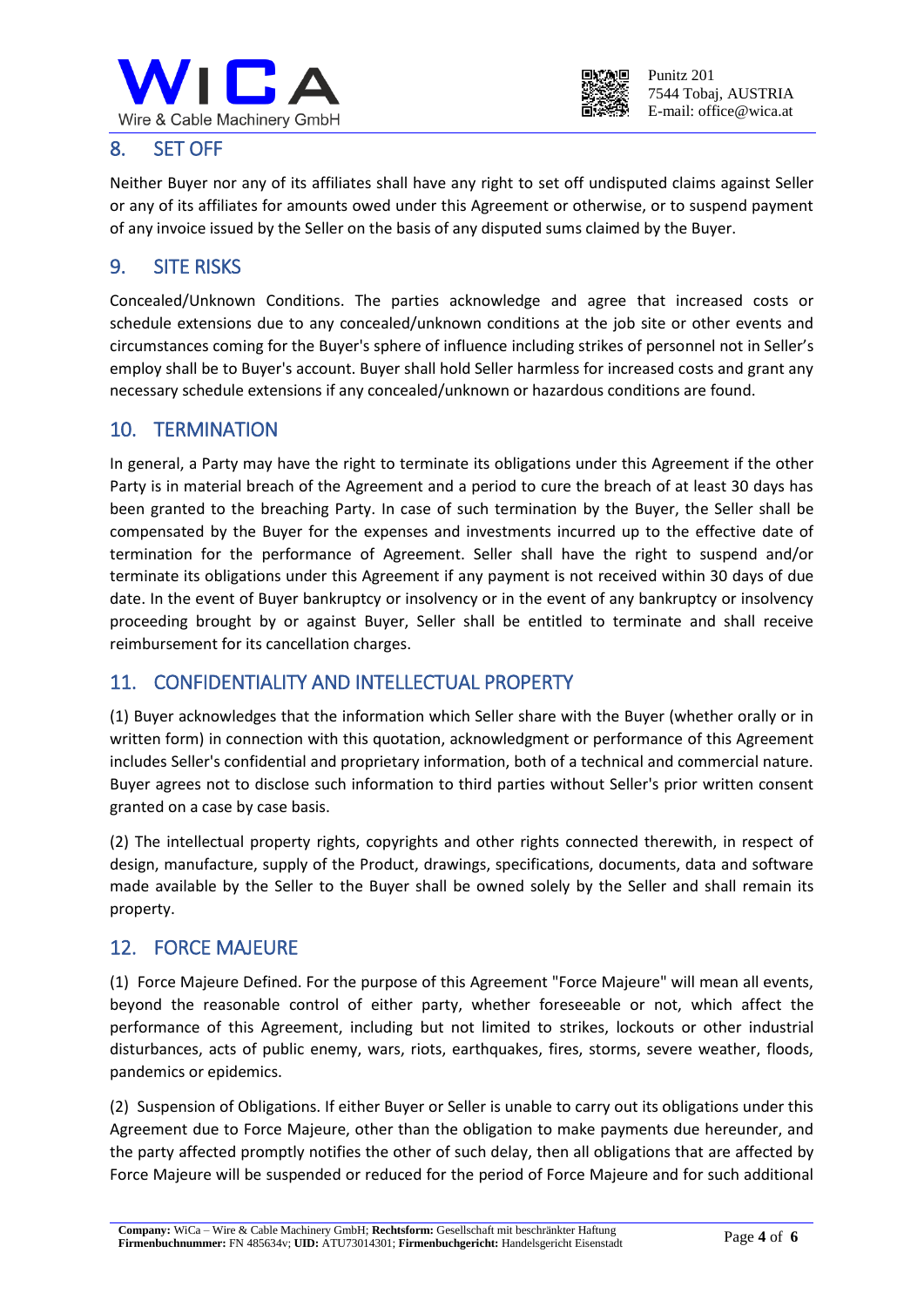## 8. SET OFF

Neither Buyer nor any of its affiliates shall have any right to set off undisputed claims against Seller or any of its affiliates for amounts owed under this Agreement or otherwise, or to suspend payment of any invoice issued by the Seller on the basis of any disputed sums claimed by the Buyer.

## 9. SITE RISKS

Concealed/Unknown Conditions. The parties acknowledge and agree that increased costs or schedule extensions due to any concealed/unknown conditions at the job site or other events and circumstances coming for the Buyer's sphere of influence including strikes of personnel not in Seller's employ shall be to Buyer's account. Buyer shall hold Seller harmless for increased costs and grant any necessary schedule extensions if any concealed/unknown or hazardous conditions are found.

## 10. TERMINATION

In general, a Party may have the right to terminate its obligations under this Agreement if the other Party is in material breach of the Agreement and a period to cure the breach of at least 30 days has been granted to the breaching Party. In case of such termination by the Buyer, the Seller shall be compensated by the Buyer for the expenses and investments incurred up to the effective date of termination for the performance of Agreement. Seller shall have the right to suspend and/or terminate its obligations under this Agreement if any payment is not received within 30 days of due date. In the event of Buyer bankruptcy or insolvency or in the event of any bankruptcy or insolvency proceeding brought by or against Buyer, Seller shall be entitled to terminate and shall receive reimbursement for its cancellation charges.

## 11. CONFIDENTIALITY AND INTELLECTUAL PROPERTY

(1) Buyer acknowledges that the information which Seller share with the Buyer (whether orally or in written form) in connection with this quotation, acknowledgment or performance of this Agreement includes Seller's confidential and proprietary information, both of a technical and commercial nature. Buyer agrees not to disclose such information to third parties without Seller's prior written consent granted on a case by case basis.

(2) The intellectual property rights, copyrights and other rights connected therewith, in respect of design, manufacture, supply of the Product, drawings, specifications, documents, data and software made available by the Seller to the Buyer shall be owned solely by the Seller and shall remain its property.

## 12. FORCE MAJEURE

(1) Force Majeure Defined. For the purpose of this Agreement "Force Majeure" will mean all events, beyond the reasonable control of either party, whether foreseeable or not, which affect the performance of this Agreement, including but not limited to strikes, lockouts or other industrial disturbances, acts of public enemy, wars, riots, earthquakes, fires, storms, severe weather, floods, pandemics or epidemics.

(2) Suspension of Obligations. If either Buyer or Seller is unable to carry out its obligations under this Agreement due to Force Majeure, other than the obligation to make payments due hereunder, and the party affected promptly notifies the other of such delay, then all obligations that are affected by Force Majeure will be suspended or reduced for the period of Force Majeure and for such additional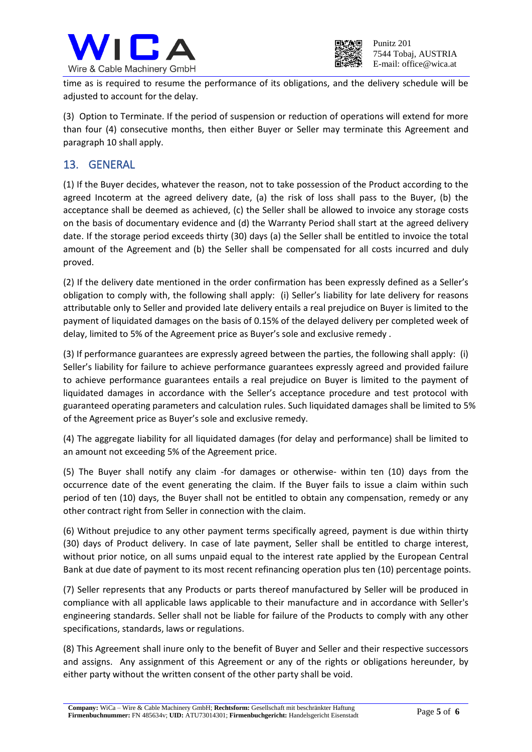time as is required to resume the performance of its obligations, and the delivery schedule will be adjusted to account for the delay.

(3) Option to Terminate. If the period of suspension or reduction of operations will extend for more than four (4) consecutive months, then either Buyer or Seller may terminate this Agreement and paragraph 10 shall apply.

## 13. GENERAL

(1) If the Buyer decides, whatever the reason, not to take possession of the Product according to the agreed Incoterm at the agreed delivery date, (a) the risk of loss shall pass to the Buyer, (b) the acceptance shall be deemed as achieved, (c) the Seller shall be allowed to invoice any storage costs on the basis of documentary evidence and (d) the Warranty Period shall start at the agreed delivery date. If the storage period exceeds thirty (30) days (a) the Seller shall be entitled to invoice the total amount of the Agreement and (b) the Seller shall be compensated for all costs incurred and duly proved.

(2) If the delivery date mentioned in the order confirmation has been expressly defined as a Seller's obligation to comply with, the following shall apply: (i) Seller's liability for late delivery for reasons attributable only to Seller and provided late delivery entails a real prejudice on Buyer is limited to the payment of liquidated damages on the basis of 0.15% of the delayed delivery per completed week of delay, limited to 5% of the Agreement price as Buyer's sole and exclusive remedy .

(3) If performance guarantees are expressly agreed between the parties, the following shall apply: (i) Seller's liability for failure to achieve performance guarantees expressly agreed and provided failure to achieve performance guarantees entails a real prejudice on Buyer is limited to the payment of liquidated damages in accordance with the Seller's acceptance procedure and test protocol with guaranteed operating parameters and calculation rules. Such liquidated damages shall be limited to 5% of the Agreement price as Buyer's sole and exclusive remedy.

(4) The aggregate liability for all liquidated damages (for delay and performance) shall be limited to an amount not exceeding 5% of the Agreement price.

(5) The Buyer shall notify any claim -for damages or otherwise- within ten (10) days from the occurrence date of the event generating the claim. If the Buyer fails to issue a claim within such period of ten (10) days, the Buyer shall not be entitled to obtain any compensation, remedy or any other contract right from Seller in connection with the claim.

(6) Without prejudice to any other payment terms specifically agreed, payment is due within thirty (30) days of Product delivery. In case of late payment, Seller shall be entitled to charge interest, without prior notice, on all sums unpaid equal to the interest rate applied by the European Central Bank at due date of payment to its most recent refinancing operation plus ten (10) percentage points.

(7) Seller represents that any Products or parts thereof manufactured by Seller will be produced in compliance with all applicable laws applicable to their manufacture and in accordance with Seller's engineering standards. Seller shall not be liable for failure of the Products to comply with any other specifications, standards, laws or regulations.

(8) This Agreement shall inure only to the benefit of Buyer and Seller and their respective successors and assigns. Any assignment of this Agreement or any of the rights or obligations hereunder, by either party without the written consent of the other party shall be void.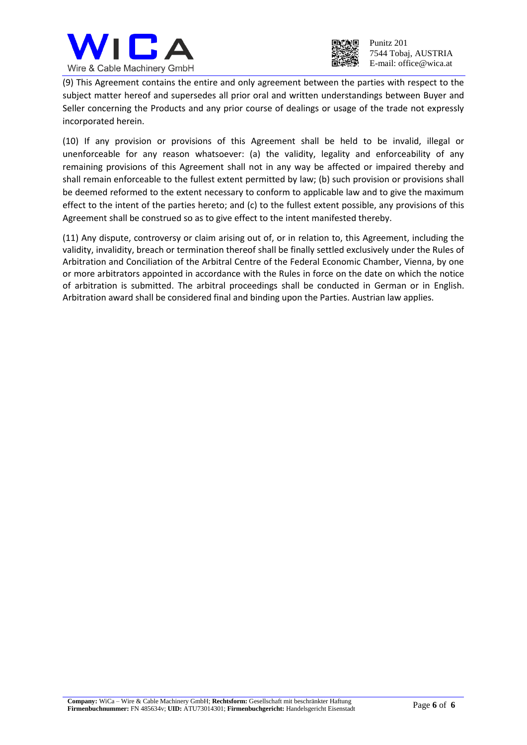(9) This Agreement contains the entire and only agreement between the parties with respect to the subject matter hereof and supersedes all prior oral and written understandings between Buyer and Seller concerning the Products and any prior course of dealings or usage of the trade not expressly incorporated herein.

(10) If any provision or provisions of this Agreement shall be held to be invalid, illegal or unenforceable for any reason whatsoever: (a) the validity, legality and enforceability of any remaining provisions of this Agreement shall not in any way be affected or impaired thereby and shall remain enforceable to the fullest extent permitted by law; (b) such provision or provisions shall be deemed reformed to the extent necessary to conform to applicable law and to give the maximum effect to the intent of the parties hereto; and (c) to the fullest extent possible, any provisions of this Agreement shall be construed so as to give effect to the intent manifested thereby.

(11) Any dispute, controversy or claim arising out of, or in relation to, this Agreement, including the validity, invalidity, breach or termination thereof shall be finally settled exclusively under the Rules of Arbitration and Conciliation of the Arbitral Centre of the Federal Economic Chamber, Vienna, by one or more arbitrators appointed in accordance with the Rules in force on the date on which the notice of arbitration is submitted. The arbitral proceedings shall be conducted in German or in English. Arbitration award shall be considered final and binding upon the Parties. Austrian law applies.